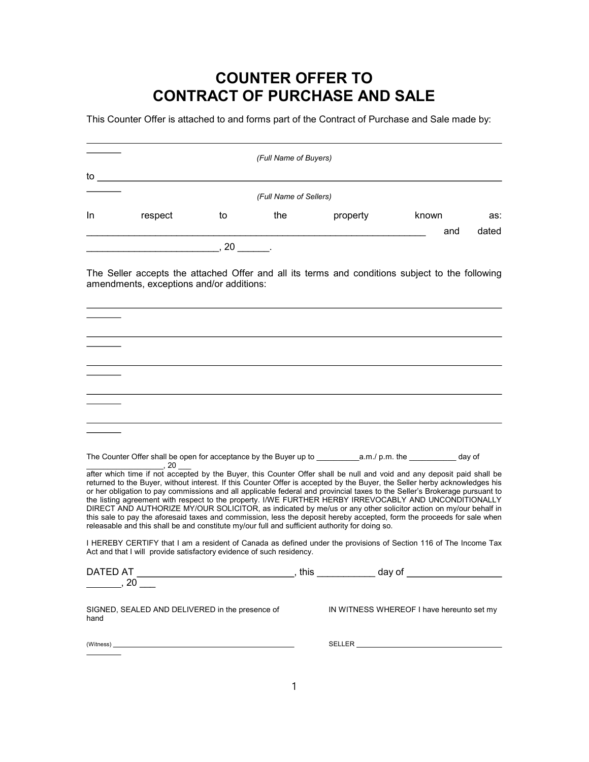# COUNTER OFFER TO CONTRACT OF PURCHASE AND SALE

This Counter Offer is attached to and forms part of the Contract of Purchase and Sale made by:

______________________________________________________________________________

*(Full Name of Buyers)*

to ____________________________________________________________________________

*(Full Name of Sellers)*

In respect to the property known as: _______________________________________________________________ and dated ________________________, 20 ______.

The Seller accepts the attached Offer and all its terms and conditions subject to the following amendments, exceptions and/or additions:

______________________________________________________________________________

______________________________________________________________________________

______________________________________________________________________________

______________________________________________________________________________

______________________________________________________________________________

The Counter Offer shall be open for acceptance by the Buyer up to __________a.m./ p.m. the ___________ day of _________________, 20 ___
after which time if not accepted by the Buyer, this Counter Offer shall be null and void and any deposit paid shall be returned to the Buyer, without interest. If this Counter Offer is accepted by the Buyer, the Seller herby acknowledges his or her obligation to pay commissions and all applicable federal and provincial taxes to the Seller's Brokerage pursuant to the listing agreement with respect to the property. I/WE FURTHER HERBY IRREVOCABLY AND UNCONDITIONALLY DIRECT AND AUTHORIZE MY/OUR SOLICITOR, as indicated by me/us or any other solicitor action on my/our behalf in this sale to pay the aforesaid taxes and commission, less the deposit hereby accepted, form the proceeds for sale when releasable and this shall be and constitute my/our full and sufficient authority for doing so.

I HEREBY CERTIFY that I am a resident of Canada as defined under the provisions of Section 116 of The Income Tax Act and that I will provide satisfactory evidence of such residency.

DATED AT _____________________________, this ___________ day of ___________________, 20 ___

SIGNED, SEALED AND DELIVERED in the presence of

IN WITNESS WHEREOF I have hereunto set my hand

(Witness) _______________________________________________

SELLER _____________________________________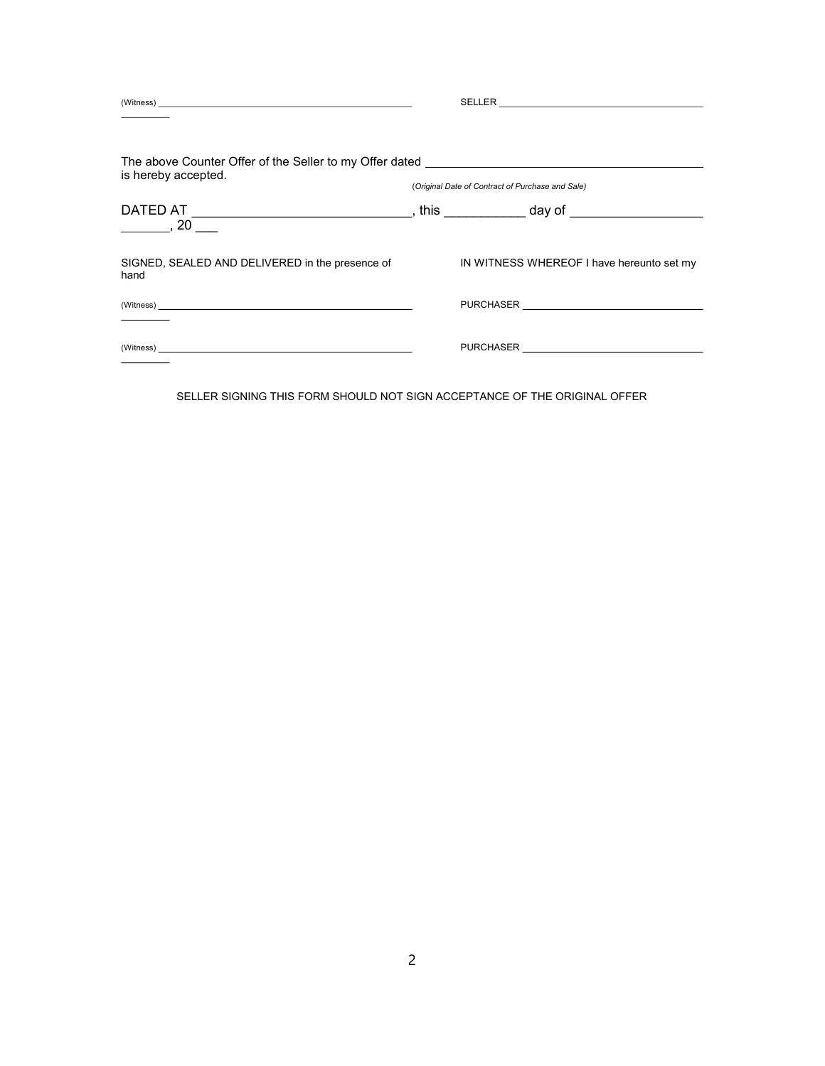(Witness) ______________________________________________________ SELLER ________________________________________

The above Counter Offer of the Seller to my Offer dated ____________________________________________ is hereby accepted.

*(Original Date of Contract of Purchase and Sale)*

DATED AT ______________________________, this ___________ day of __________________ _______, 20 ___

SIGNED, SEALED AND DELIVERED in the presence of IN WITNESS WHEREOF I have hereunto set my hand

(Witness) ______________________________________________________ PURCHASER ________________________________

(Witness) ______________________________________________________ PURCHASER ________________________________

SELLER SIGNING THIS FORM SHOULD NOT SIGN ACCEPTANCE OF THE ORIGINAL OFFER